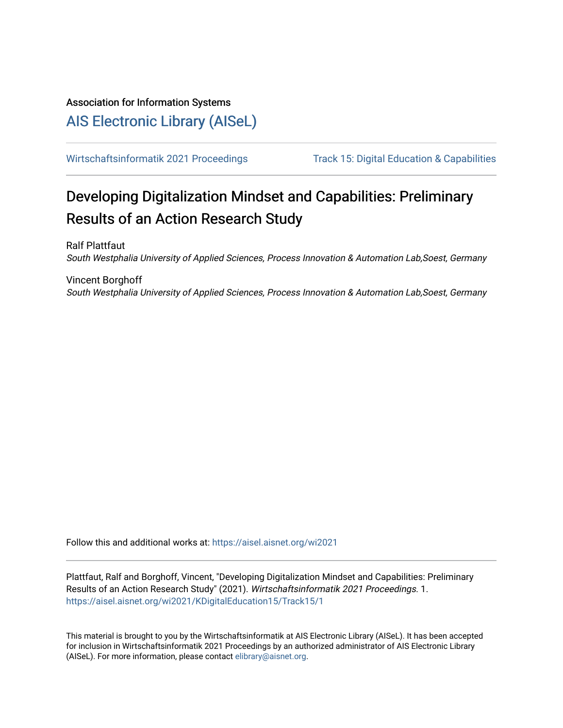Association for Information Systems

# AIS Electronic Library (AISeL)

Wirtschaftsinformatik 2021 Proceedings | Track 15: Digital Education & Capabilities

## Developing Digitalization Mindset and Capabilities: Preliminary Results of an Action Research Study

Ralf Plattfaut
*South Westphalia University of Applied Sciences, Process Innovation & Automation Lab,Soest, Germany*

Vincent Borghoff
*South Westphalia University of Applied Sciences, Process Innovation & Automation Lab,Soest, Germany*

Follow this and additional works at: https://aisel.aisnet.org/wi2021

Plattfaut, Ralf and Borghoff, Vincent, "Developing Digitalization Mindset and Capabilities: Preliminary Results of an Action Research Study" (2021). *Wirtschaftsinformatik 2021 Proceedings*. 1.
https://aisel.aisnet.org/wi2021/KDigitalEducation15/Track15/1

This material is brought to you by the Wirtschaftsinformatik at AIS Electronic Library (AISeL). It has been accepted for inclusion in Wirtschaftsinformatik 2021 Proceedings by an authorized administrator of AIS Electronic Library (AISeL). For more information, please contact elibrary@aisnet.org.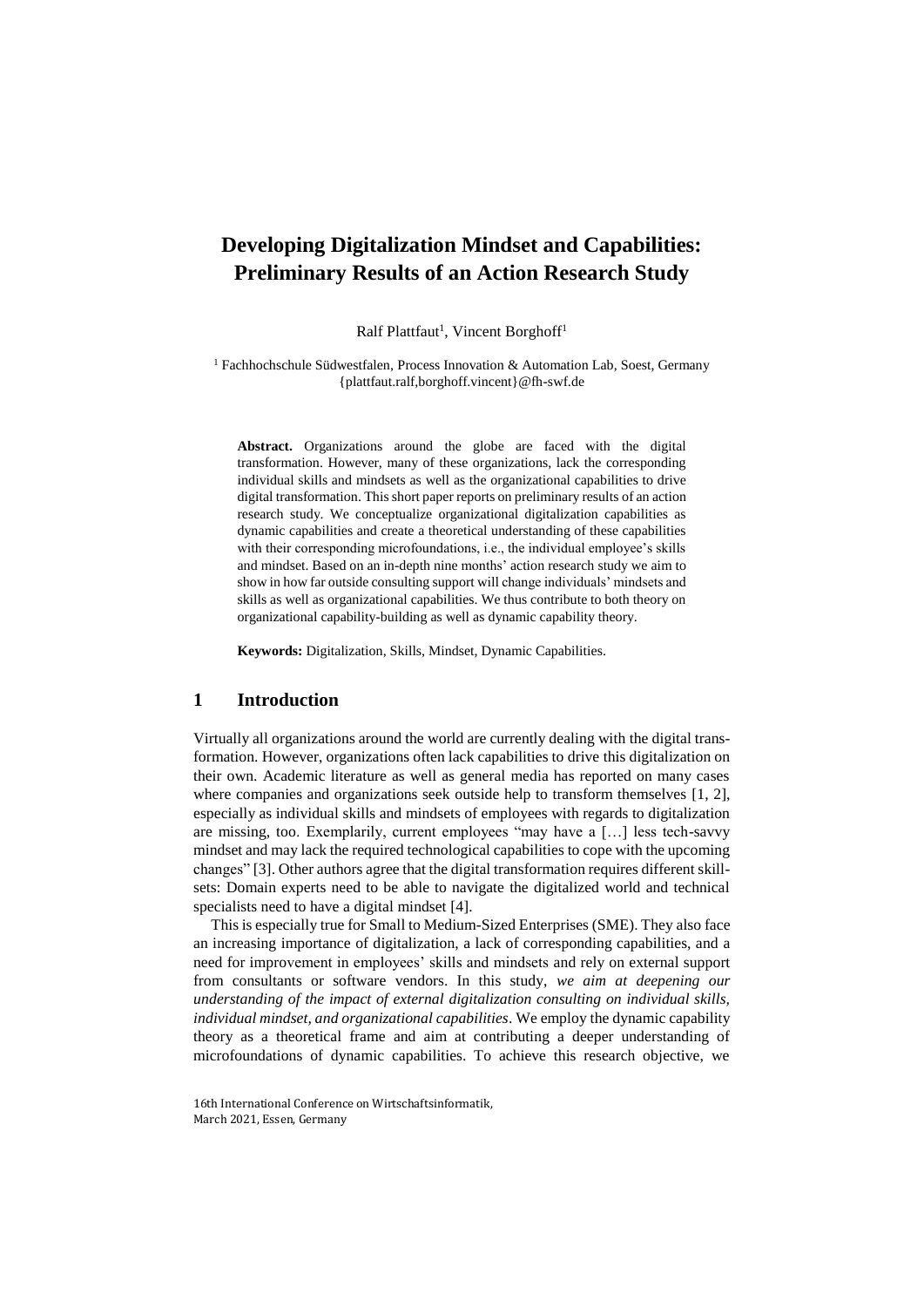# Developing Digitalization Mindset and Capabilities: Preliminary Results of an Action Research Study

Ralf Plattfaut[1], Vincent Borghoff[1]

[1] Fachhochschule Südwestfalen, Process Innovation & Automation Lab, Soest, Germany
{plattfaut.ralf,borghoff.vincent}@fh-swf.de

**Abstract.** Organizations around the globe are faced with the digital transformation. However, many of these organizations, lack the corresponding individual skills and mindsets as well as the organizational capabilities to drive digital transformation. This short paper reports on preliminary results of an action research study. We conceptualize organizational digitalization capabilities as dynamic capabilities and create a theoretical understanding of these capabilities with their corresponding microfoundations, i.e., the individual employee's skills and mindset. Based on an in-depth nine months' action research study we aim to show in how far outside consulting support will change individuals' mindsets and skills as well as organizational capabilities. We thus contribute to both theory on organizational capability-building as well as dynamic capability theory.

**Keywords:** Digitalization, Skills, Mindset, Dynamic Capabilities.

## 1 Introduction

Virtually all organizations around the world are currently dealing with the digital transformation. However, organizations often lack capabilities to drive this digitalization on their own. Academic literature as well as general media has reported on many cases where companies and organizations seek outside help to transform themselves [1, 2], especially as individual skills and mindsets of employees with regards to digitalization are missing, too. Exemplarily, current employees "may have a […] less tech-savvy mindset and may lack the required technological capabilities to cope with the upcoming changes" [3]. Other authors agree that the digital transformation requires different skill-sets: Domain experts need to be able to navigate the digitalized world and technical specialists need to have a digital mindset [4].

This is especially true for Small to Medium-Sized Enterprises (SME). They also face an increasing importance of digitalization, a lack of corresponding capabilities, and a need for improvement in employees' skills and mindsets and rely on external support from consultants or software vendors. In this study, *we aim at deepening our understanding of the impact of external digitalization consulting on individual skills, individual mindset, and organizational capabilities*. We employ the dynamic capability theory as a theoretical frame and aim at contributing a deeper understanding of microfoundations of dynamic capabilities. To achieve this research objective, we

16th International Conference on Wirtschaftsinformatik,
March 2021, Essen, Germany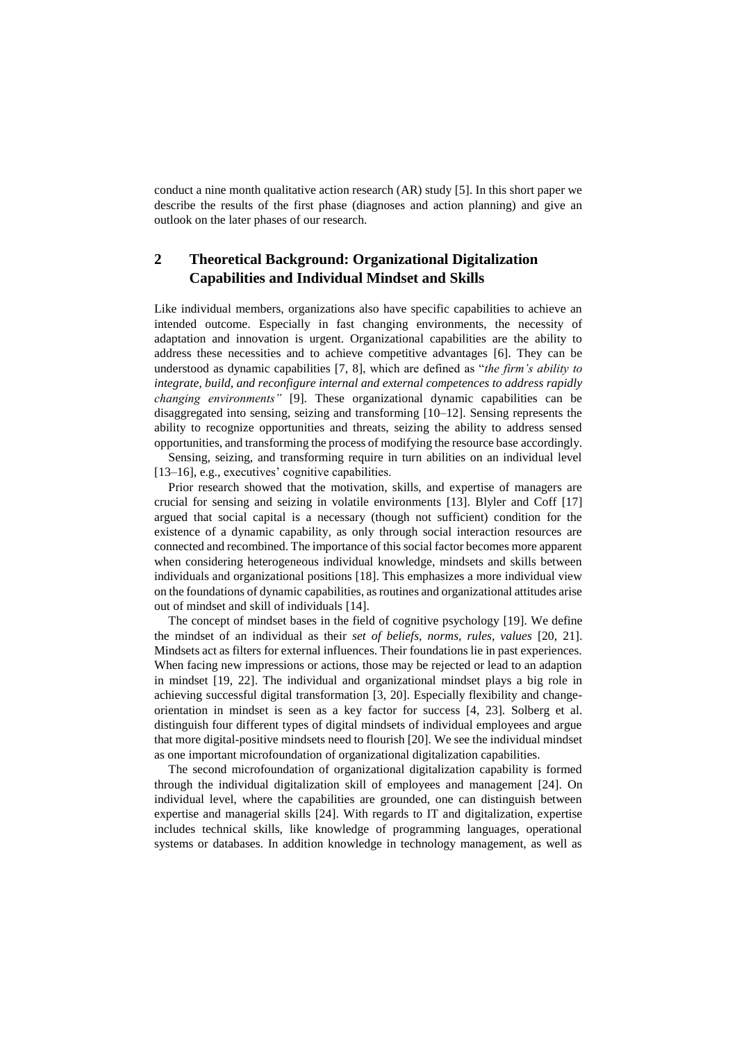conduct a nine month qualitative action research (AR) study [5]. In this short paper we describe the results of the first phase (diagnoses and action planning) and give an outlook on the later phases of our research.

## 2 Theoretical Background: Organizational Digitalization Capabilities and Individual Mindset and Skills

Like individual members, organizations also have specific capabilities to achieve an intended outcome. Especially in fast changing environments, the necessity of adaptation and innovation is urgent. Organizational capabilities are the ability to address these necessities and to achieve competitive advantages [6]. They can be understood as dynamic capabilities [7, 8], which are defined as "*the firm's ability to integrate, build, and reconfigure internal and external competences to address rapidly changing environments"* [9]. These organizational dynamic capabilities can be disaggregated into sensing, seizing and transforming [10–12]. Sensing represents the ability to recognize opportunities and threats, seizing the ability to address sensed opportunities, and transforming the process of modifying the resource base accordingly.

Sensing, seizing, and transforming require in turn abilities on an individual level [13–16], e.g., executives' cognitive capabilities.

Prior research showed that the motivation, skills, and expertise of managers are crucial for sensing and seizing in volatile environments [13]. Blyler and Coff [17] argued that social capital is a necessary (though not sufficient) condition for the existence of a dynamic capability, as only through social interaction resources are connected and recombined. The importance of this social factor becomes more apparent when considering heterogeneous individual knowledge, mindsets and skills between individuals and organizational positions [18]. This emphasizes a more individual view on the foundations of dynamic capabilities, as routines and organizational attitudes arise out of mindset and skill of individuals [14].

The concept of mindset bases in the field of cognitive psychology [19]. We define the mindset of an individual as their *set of beliefs, norms, rules, values* [20, 21]. Mindsets act as filters for external influences. Their foundations lie in past experiences. When facing new impressions or actions, those may be rejected or lead to an adaption in mindset [19, 22]. The individual and organizational mindset plays a big role in achieving successful digital transformation [3, 20]. Especially flexibility and change-orientation in mindset is seen as a key factor for success [4, 23]. Solberg et al. distinguish four different types of digital mindsets of individual employees and argue that more digital-positive mindsets need to flourish [20]. We see the individual mindset as one important microfoundation of organizational digitalization capabilities.

The second microfoundation of organizational digitalization capability is formed through the individual digitalization skill of employees and management [24]. On individual level, where the capabilities are grounded, one can distinguish between expertise and managerial skills [24]. With regards to IT and digitalization, expertise includes technical skills, like knowledge of programming languages, operational systems or databases. In addition knowledge in technology management, as well as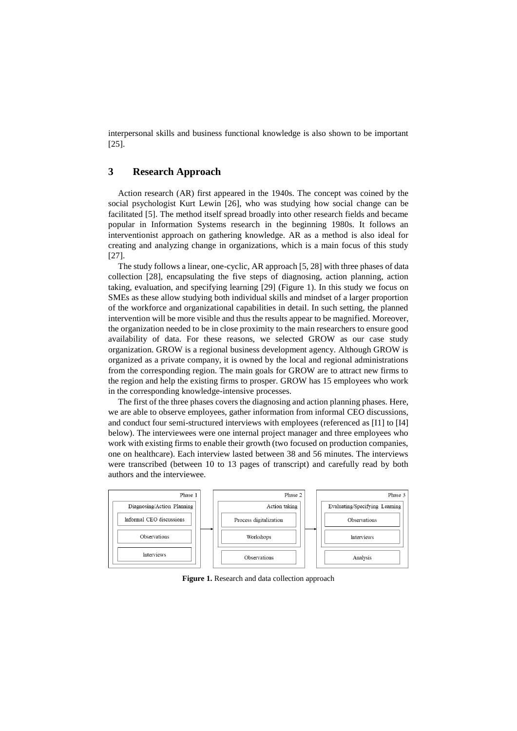interpersonal skills and business functional knowledge is also shown to be important [25].

## 3 Research Approach

Action research (AR) first appeared in the 1940s. The concept was coined by the social psychologist Kurt Lewin [26], who was studying how social change can be facilitated [5]. The method itself spread broadly into other research fields and became popular in Information Systems research in the beginning 1980s. It follows an interventionist approach on gathering knowledge. AR as a method is also ideal for creating and analyzing change in organizations, which is a main focus of this study [27].

The study follows a linear, one-cyclic, AR approach [5, 28] with three phases of data collection [28], encapsulating the five steps of diagnosing, action planning, action taking, evaluation, and specifying learning [29] (Figure 1). In this study we focus on SMEs as these allow studying both individual skills and mindset of a larger proportion of the workforce and organizational capabilities in detail. In such setting, the planned intervention will be more visible and thus the results appear to be magnified. Moreover, the organization needed to be in close proximity to the main researchers to ensure good availability of data. For these reasons, we selected GROW as our case study organization. GROW is a regional business development agency. Although GROW is organized as a private company, it is owned by the local and regional administrations from the corresponding region. The main goals for GROW are to attract new firms to the region and help the existing firms to prosper. GROW has 15 employees who work in the corresponding knowledge-intensive processes.

The first of the three phases covers the diagnosing and action planning phases. Here, we are able to observe employees, gather information from informal CEO discussions, and conduct four semi-structured interviews with employees (referenced as [I1] to [I4] below). The interviewees were one internal project manager and three employees who work with existing firms to enable their growth (two focused on production companies, one on healthcare). Each interview lasted between 38 and 56 minutes. The interviews were transcribed (between 10 to 13 pages of transcript) and carefully read by both authors and the interviewee.

| Phase 1 | Phase 2 | Phase 3 |
| --- | --- | --- |
| Diagnosing/Action Planning | Action taking | Evaluating/Specifying Learning |
| Informal CEO discussions | Process digitalization | Observations |
| Observations | Workshops | Interviews |
| Interviews | Observations | Analysis |

**Figure 1.** Research and data collection approach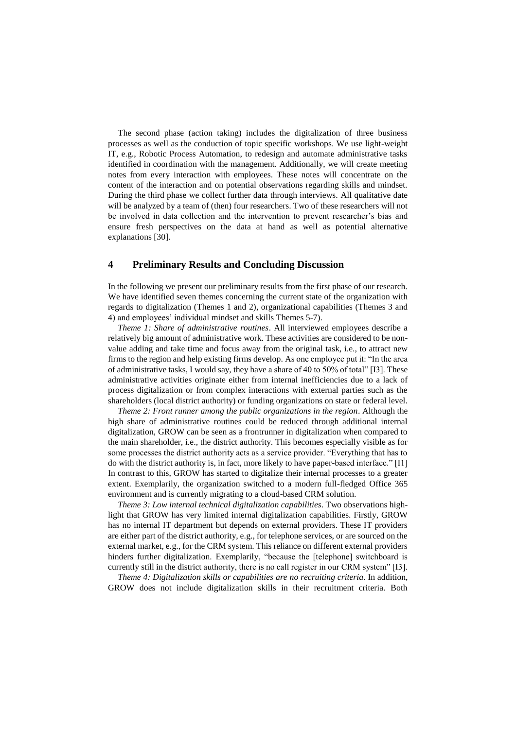The second phase (action taking) includes the digitalization of three business processes as well as the conduction of topic specific workshops. We use light-weight IT, e.g., Robotic Process Automation, to redesign and automate administrative tasks identified in coordination with the management. Additionally, we will create meeting notes from every interaction with employees. These notes will concentrate on the content of the interaction and on potential observations regarding skills and mindset. During the third phase we collect further data through interviews. All qualitative date will be analyzed by a team of (then) four researchers. Two of these researchers will not be involved in data collection and the intervention to prevent researcher's bias and ensure fresh perspectives on the data at hand as well as potential alternative explanations [30].

## 4 Preliminary Results and Concluding Discussion

In the following we present our preliminary results from the first phase of our research. We have identified seven themes concerning the current state of the organization with regards to digitalization (Themes 1 and 2), organizational capabilities (Themes 3 and 4) and employees' individual mindset and skills Themes 5-7).

*Theme 1: Share of administrative routines*. All interviewed employees describe a relatively big amount of administrative work. These activities are considered to be non-value adding and take time and focus away from the original task, i.e., to attract new firms to the region and help existing firms develop. As one employee put it: "In the area of administrative tasks, I would say, they have a share of 40 to 50% of total" [I3]. These administrative activities originate either from internal inefficiencies due to a lack of process digitalization or from complex interactions with external parties such as the shareholders (local district authority) or funding organizations on state or federal level.

*Theme 2: Front runner among the public organizations in the region*. Although the high share of administrative routines could be reduced through additional internal digitalization, GROW can be seen as a frontrunner in digitalization when compared to the main shareholder, i.e., the district authority. This becomes especially visible as for some processes the district authority acts as a service provider. "Everything that has to do with the district authority is, in fact, more likely to have paper-based interface." [I1] In contrast to this, GROW has started to digitalize their internal processes to a greater extent. Exemplarily, the organization switched to a modern full-fledged Office 365 environment and is currently migrating to a cloud-based CRM solution.

*Theme 3: Low internal technical digitalization capabilities*. Two observations highlight that GROW has very limited internal digitalization capabilities. Firstly, GROW has no internal IT department but depends on external providers. These IT providers are either part of the district authority, e.g., for telephone services, or are sourced on the external market, e.g., for the CRM system. This reliance on different external providers hinders further digitalization. Exemplarily, "because the [telephone] switchboard is currently still in the district authority, there is no call register in our CRM system" [I3].

*Theme 4: Digitalization skills or capabilities are no recruiting criteria*. In addition, GROW does not include digitalization skills in their recruitment criteria. Both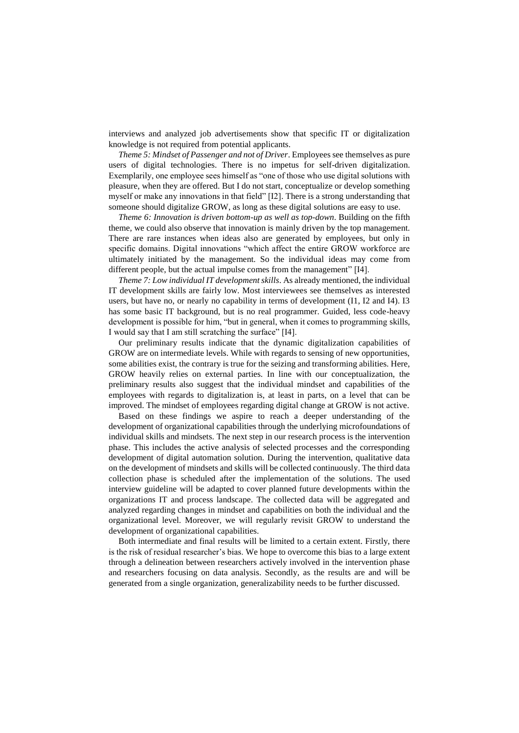interviews and analyzed job advertisements show that specific IT or digitalization knowledge is not required from potential applicants.

*Theme 5: Mindset of Passenger and not of Driver*. Employees see themselves as pure users of digital technologies. There is no impetus for self-driven digitalization. Exemplarily, one employee sees himself as "one of those who use digital solutions with pleasure, when they are offered. But I do not start, conceptualize or develop something myself or make any innovations in that field" [I2]. There is a strong understanding that someone should digitalize GROW, as long as these digital solutions are easy to use.

*Theme 6: Innovation is driven bottom-up as well as top-down*. Building on the fifth theme, we could also observe that innovation is mainly driven by the top management. There are rare instances when ideas also are generated by employees, but only in specific domains. Digital innovations "which affect the entire GROW workforce are ultimately initiated by the management. So the individual ideas may come from different people, but the actual impulse comes from the management" [I4].

*Theme 7: Low individual IT development skills*. As already mentioned, the individual IT development skills are fairly low. Most interviewees see themselves as interested users, but have no, or nearly no capability in terms of development (I1, I2 and I4). I3 has some basic IT background, but is no real programmer. Guided, less code-heavy development is possible for him, "but in general, when it comes to programming skills, I would say that I am still scratching the surface" [I4].

Our preliminary results indicate that the dynamic digitalization capabilities of GROW are on intermediate levels. While with regards to sensing of new opportunities, some abilities exist, the contrary is true for the seizing and transforming abilities. Here, GROW heavily relies on external parties. In line with our conceptualization, the preliminary results also suggest that the individual mindset and capabilities of the employees with regards to digitalization is, at least in parts, on a level that can be improved. The mindset of employees regarding digital change at GROW is not active.

Based on these findings we aspire to reach a deeper understanding of the development of organizational capabilities through the underlying microfoundations of individual skills and mindsets. The next step in our research process is the intervention phase. This includes the active analysis of selected processes and the corresponding development of digital automation solution. During the intervention, qualitative data on the development of mindsets and skills will be collected continuously. The third data collection phase is scheduled after the implementation of the solutions. The used interview guideline will be adapted to cover planned future developments within the organizations IT and process landscape. The collected data will be aggregated and analyzed regarding changes in mindset and capabilities on both the individual and the organizational level. Moreover, we will regularly revisit GROW to understand the development of organizational capabilities.

Both intermediate and final results will be limited to a certain extent. Firstly, there is the risk of residual researcher's bias. We hope to overcome this bias to a large extent through a delineation between researchers actively involved in the intervention phase and researchers focusing on data analysis. Secondly, as the results are and will be generated from a single organization, generalizability needs to be further discussed.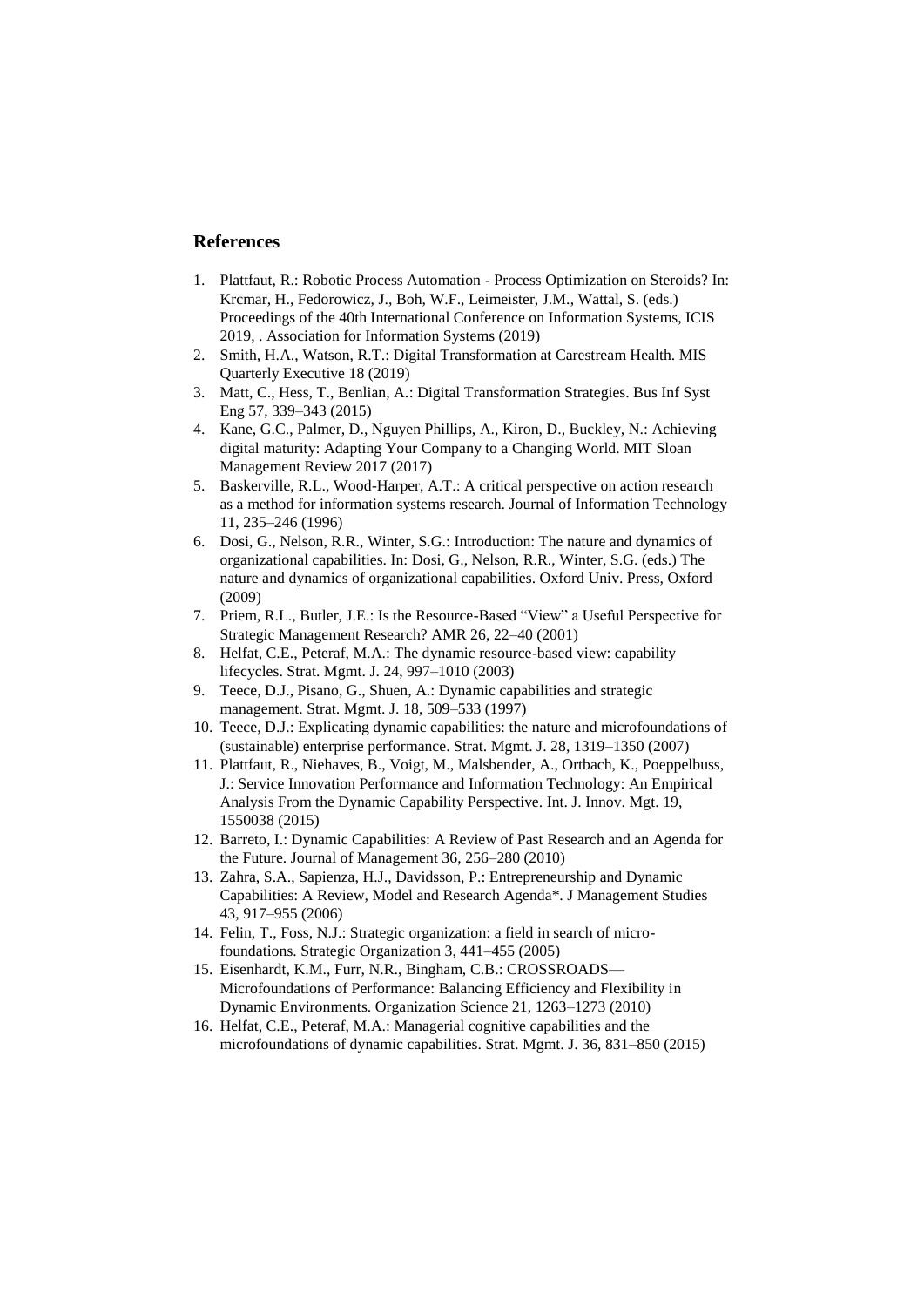## References

1. Plattfaut, R.: Robotic Process Automation - Process Optimization on Steroids? In: Krcmar, H., Fedorowicz, J., Boh, W.F., Leimeister, J.M., Wattal, S. (eds.) Proceedings of the 40th International Conference on Information Systems, ICIS 2019, . Association for Information Systems (2019)
2. Smith, H.A., Watson, R.T.: Digital Transformation at Carestream Health. MIS Quarterly Executive 18 (2019)
3. Matt, C., Hess, T., Benlian, A.: Digital Transformation Strategies. Bus Inf Syst Eng 57, 339–343 (2015)
4. Kane, G.C., Palmer, D., Nguyen Phillips, A., Kiron, D., Buckley, N.: Achieving digital maturity: Adapting Your Company to a Changing World. MIT Sloan Management Review 2017 (2017)
5. Baskerville, R.L., Wood-Harper, A.T.: A critical perspective on action research as a method for information systems research. Journal of Information Technology 11, 235–246 (1996)
6. Dosi, G., Nelson, R.R., Winter, S.G.: Introduction: The nature and dynamics of organizational capabilities. In: Dosi, G., Nelson, R.R., Winter, S.G. (eds.) The nature and dynamics of organizational capabilities. Oxford Univ. Press, Oxford (2009)
7. Priem, R.L., Butler, J.E.: Is the Resource-Based "View" a Useful Perspective for Strategic Management Research? AMR 26, 22–40 (2001)
8. Helfat, C.E., Peteraf, M.A.: The dynamic resource-based view: capability lifecycles. Strat. Mgmt. J. 24, 997–1010 (2003)
9. Teece, D.J., Pisano, G., Shuen, A.: Dynamic capabilities and strategic management. Strat. Mgmt. J. 18, 509–533 (1997)
10. Teece, D.J.: Explicating dynamic capabilities: the nature and microfoundations of (sustainable) enterprise performance. Strat. Mgmt. J. 28, 1319–1350 (2007)
11. Plattfaut, R., Niehaves, B., Voigt, M., Malsbender, A., Ortbach, K., Poeppelbuss, J.: Service Innovation Performance and Information Technology: An Empirical Analysis From the Dynamic Capability Perspective. Int. J. Innov. Mgt. 19, 1550038 (2015)
12. Barreto, I.: Dynamic Capabilities: A Review of Past Research and an Agenda for the Future. Journal of Management 36, 256–280 (2010)
13. Zahra, S.A., Sapienza, H.J., Davidsson, P.: Entrepreneurship and Dynamic Capabilities: A Review, Model and Research Agenda*. J Management Studies 43, 917–955 (2006)
14. Felin, T., Foss, N.J.: Strategic organization: a field in search of micro-foundations. Strategic Organization 3, 441–455 (2005)
15. Eisenhardt, K.M., Furr, N.R., Bingham, C.B.: CROSSROADS—Microfoundations of Performance: Balancing Efficiency and Flexibility in Dynamic Environments. Organization Science 21, 1263–1273 (2010)
16. Helfat, C.E., Peteraf, M.A.: Managerial cognitive capabilities and the microfoundations of dynamic capabilities. Strat. Mgmt. J. 36, 831–850 (2015)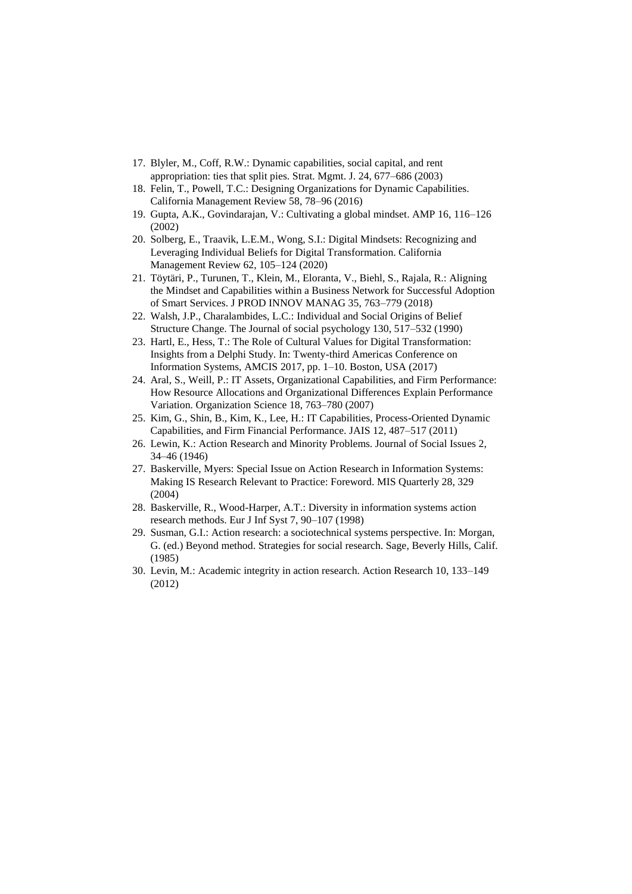17. Blyler, M., Coff, R.W.: Dynamic capabilities, social capital, and rent appropriation: ties that split pies. Strat. Mgmt. J. 24, 677–686 (2003)
18. Felin, T., Powell, T.C.: Designing Organizations for Dynamic Capabilities. California Management Review 58, 78–96 (2016)
19. Gupta, A.K., Govindarajan, V.: Cultivating a global mindset. AMP 16, 116–126 (2002)
20. Solberg, E., Traavik, L.E.M., Wong, S.I.: Digital Mindsets: Recognizing and Leveraging Individual Beliefs for Digital Transformation. California Management Review 62, 105–124 (2020)
21. Töytäri, P., Turunen, T., Klein, M., Eloranta, V., Biehl, S., Rajala, R.: Aligning the Mindset and Capabilities within a Business Network for Successful Adoption of Smart Services. J PROD INNOV MANAG 35, 763–779 (2018)
22. Walsh, J.P., Charalambides, L.C.: Individual and Social Origins of Belief Structure Change. The Journal of social psychology 130, 517–532 (1990)
23. Hartl, E., Hess, T.: The Role of Cultural Values for Digital Transformation: Insights from a Delphi Study. In: Twenty-third Americas Conference on Information Systems, AMCIS 2017, pp. 1–10. Boston, USA (2017)
24. Aral, S., Weill, P.: IT Assets, Organizational Capabilities, and Firm Performance: How Resource Allocations and Organizational Differences Explain Performance Variation. Organization Science 18, 763–780 (2007)
25. Kim, G., Shin, B., Kim, K., Lee, H.: IT Capabilities, Process-Oriented Dynamic Capabilities, and Firm Financial Performance. JAIS 12, 487–517 (2011)
26. Lewin, K.: Action Research and Minority Problems. Journal of Social Issues 2, 34–46 (1946)
27. Baskerville, Myers: Special Issue on Action Research in Information Systems: Making IS Research Relevant to Practice: Foreword. MIS Quarterly 28, 329 (2004)
28. Baskerville, R., Wood-Harper, A.T.: Diversity in information systems action research methods. Eur J Inf Syst 7, 90–107 (1998)
29. Susman, G.I.: Action research: a sociotechnical systems perspective. In: Morgan, G. (ed.) Beyond method. Strategies for social research. Sage, Beverly Hills, Calif. (1985)
30. Levin, M.: Academic integrity in action research. Action Research 10, 133–149 (2012)